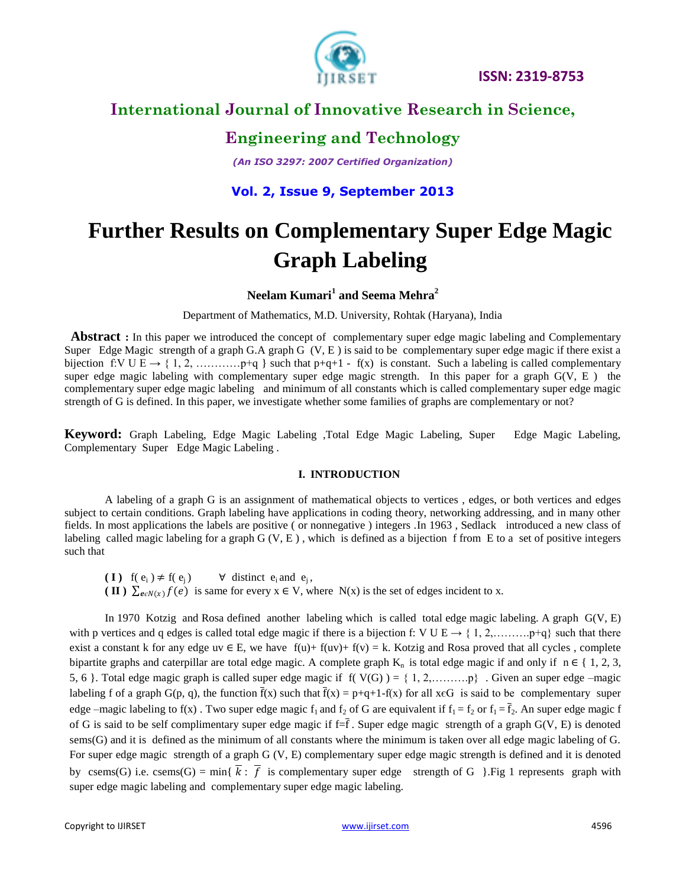# Further Results on Complementary Super Edge Magic Graph Labeling

**Neelam Kumari[1] and Seema Mehra[2]**

Department of Mathematics, M.D. University, Rohtak (Haryana), India

**Abstract :** In this paper we introduced the concept of complementary super edge magic labeling and Complementary Super Edge Magic strength of a graph G.A graph G (V, E ) is said to be complementary super edge magic if there exist a bijection f:V U E → { 1, 2, …………p+q } such that p+q+1 - f(x) is constant. Such a labeling is called complementary super edge magic labeling with complementary super edge magic strength. In this paper for a graph G(V, E ) the complementary super edge magic labeling and minimum of all constants which is called complementary super edge magic strength of G is defined. In this paper, we investigate whether some families of graphs are complementary or not?

**Keyword:** Graph Labeling, Edge Magic Labeling ,Total Edge Magic Labeling, Super Edge Magic Labeling, Complementary Super Edge Magic Labeling .

## I. INTRODUCTION

A labeling of a graph G is an assignment of mathematical objects to vertices , edges, or both vertices and edges subject to certain conditions. Graph labeling have applications in coding theory, networking addressing, and in many other fields. In most applications the labels are positive ( or nonnegative ) integers .In 1963 , Sedlack introduced a new class of labeling called magic labeling for a graph G (V, E ) , which is defined as a bijection f from E to a set of positive integers such that

**( I )** $f(e_i) \neq f(e_j)$ $\forall$ distinct $e_i$ and $e_j$ ,
**( II )** $\sum_{e \in N(x)} f(e)$ is same for every x ∈ V, where N(x) is the set of edges incident to x.

In 1970 Kotzig and Rosa defined another labeling which is called total edge magic labeling. A graph G(V, E) with p vertices and q edges is called total edge magic if there is a bijection f: V U E → { 1, 2,……….p+q} such that there exist a constant k for any edge uv ∈ E, we have f(u)+ f(uv)+ f(v) = k. Kotzig and Rosa proved that all cycles , complete bipartite graphs and caterpillar are total edge magic. A complete graph $K_n$ is total edge magic if and only if n ∈ { 1, 2, 3, 5, 6 }. Total edge magic graph is called super edge magic if f( V(G) ) = { 1, 2,……….p} . Given an super edge –magic labeling f of a graph G(p, q), the function $\bar{f}(x)$ such that $\bar{f}(x)$ = p+q+1-f(x) for all xєG is said to be complementary super edge –magic labeling to f(x) . Two super edge magic $f_1$ and $f_2$ of G are equivalent if $f_1 = f_2$ or $f_1 = \bar{f}_2$. An super edge magic f of G is said to be self complimentary super edge magic if $f=\bar{f}$ . Super edge magic strength of a graph G(V, E) is denoted sems(G) and it is defined as the minimum of all constants where the minimum is taken over all edge magic labeling of G. For super edge magic strength of a graph G (V, E) complementary super edge magic strength is defined and it is denoted by csems(G) i.e. csems(G) = min{ $\bar{k}$ : $\bar{f}$ is complementary super edge strength of G }.Fig 1 represents graph with super edge magic labeling and complementary super edge magic labeling.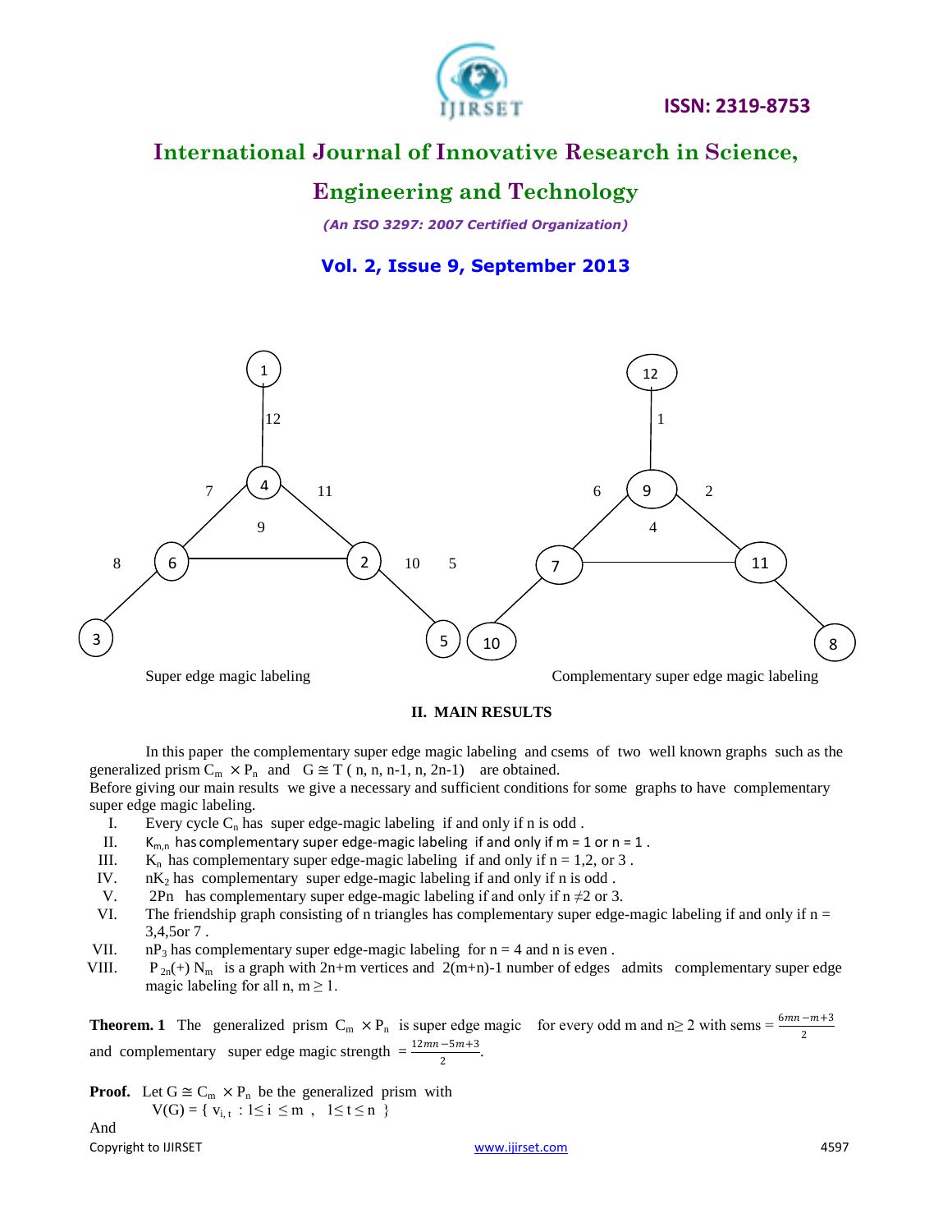Super edge magic labeling

Complementary super edge magic labeling

## II. MAIN RESULTS

In this paper the complementary super edge magic labeling and csems of two well known graphs such as the generalized prism $C_m \times P_n$ and $G \cong T(n, n, n-1, n, 2n-1)$ are obtained.

Before giving our main results we give a necessary and sufficient conditions for some graphs to have complementary super edge magic labeling.

I. Every cycle $C_n$ has super edge-magic labeling if and only if n is odd .

II. $K_{m,n}$ has complementary super edge-magic labeling if and only if m = 1 or n = 1 .

III. $K_n$ has complementary super edge-magic labeling if and only if n = 1,2, or 3 .

IV. $nK_2$ has complementary super edge-magic labeling if and only if n is odd .

V. 2Pn has complementary super edge-magic labeling if and only if $n \neq 2$ or 3.

VI. The friendship graph consisting of n triangles has complementary super edge-magic labeling if and only if n = 3,4,5or 7 .

VII. $nP_3$ has complementary super edge-magic labeling for n = 4 and n is even .

VIII. $P_{2n}(+) N_m$ is a graph with 2n+m vertices and 2(m+n)-1 number of edges admits complementary super edge magic labeling for all n, m $\geq$ 1.

**Theorem. 1** The generalized prism $C_m \times P_n$ is super edge magic for every odd m and $n \geq 2$ with sems $= \frac{6mn-m+3}{2}$ and complementary super edge magic strength $= \frac{12mn-5m+3}{2}$.

**Proof.** Let $G \cong C_m \times P_n$ be the generalized prism with

$V(G) = \{ v_{i,t} : 1 \leq i \leq m , \ 1 \leq t \leq n \}$

And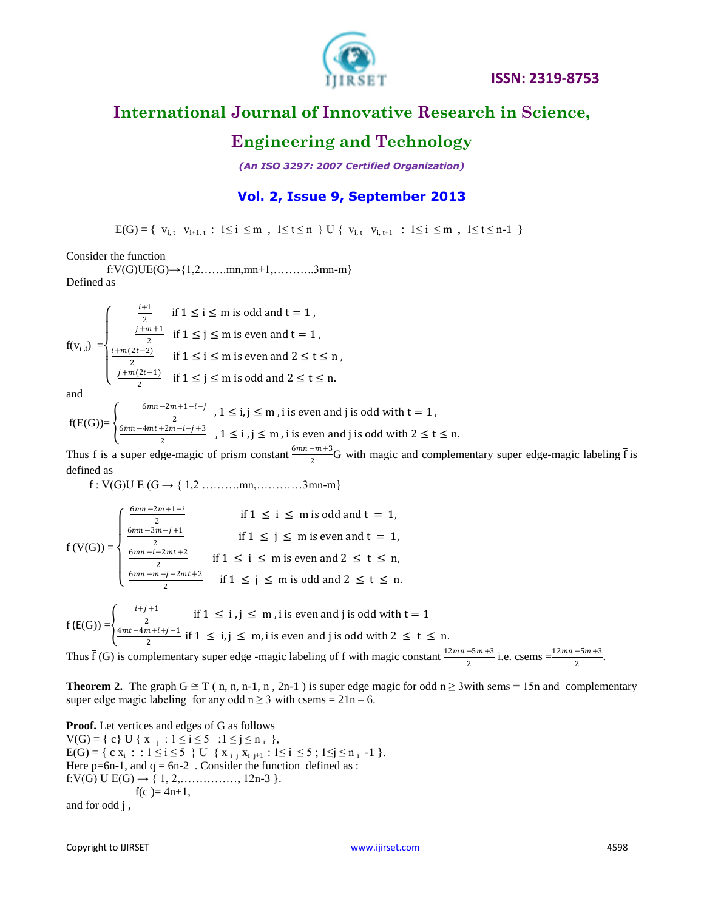$$E(G) = \{ v_{i,t} \; v_{i+1,t} : 1 \le i \le m \; , \; 1 \le t \le n \} \cup \{ v_{i,t} \; v_{i,t+1} : 1 \le i \le m \; , \; 1 \le t \le n-1 \}$$

Consider the function

$f: V(G) \cup E(G) \to \{1, 2 \ldots\ldots mn, mn+1, \ldots\ldots\ldots 3mn-m\}$

Defined as

$$f(v_{i,t}) = \begin{cases} \frac{i+1}{2} & \text{if } 1 \le i \le m \text{ is odd and } t = 1, \\ \frac{j+m+1}{2} & \text{if } 1 \le j \le m \text{ is even and } t = 1, \\ \frac{i+m(2t-2)}{2} & \text{if } 1 \le i \le m \text{ is even and } 2 \le t \le n, \\ \frac{j+m(2t-1)}{2} & \text{if } 1 \le j \le m \text{ is odd and } 2 \le t \le n. \end{cases}$$

and

$$f(E(G)) = \begin{cases} \frac{6mn-2m+1-i-j}{2} & , 1 \le i, j \le m, \text{ i is even and j is odd with } t = 1, \\ \frac{6mn-4mt+2m-i-j+3}{2} & , 1 \le i, j \le m, \text{ i is even and j is odd with } 2 \le t \le n. \end{cases}$$

Thus f is a super edge-magic of prism constant $\frac{6mn-m+3}{2}$G with magic and complementary super edge-magic labeling $\bar{f}$ is defined as

$\bar{f} : V(G) \cup E(G \to \{ 1, 2 \ldots\ldots\ldots mn, \ldots\ldots\ldots\ldots 3mn-m\}$

$$\bar{f}(V(G)) = \begin{cases} \frac{6mn-2m+1-i}{2} & \text{if } 1 \le i \le m \text{ is odd and } t = 1, \\ \frac{6mn-3m-j+1}{2} & \text{if } 1 \le j \le m \text{ is even and } t = 1, \\ \frac{6mn-i-2mt+2}{2} & \text{if } 1 \le i \le m \text{ is even and } 2 \le t \le n, \\ \frac{6mn-m-j-2mt+2}{2} & \text{if } 1 \le j \le m \text{ is odd and } 2 \le t \le n. \end{cases}$$

$$\bar{f}(E(G)) = \begin{cases} \frac{i+j+1}{2} & \text{if } 1 \le i, j \le m, \text{ i is even and j is odd with } t = 1 \\ \frac{4mt-4m+i+j-1}{2} & \text{if } 1 \le i, j \le m, \text{ i is even and j is odd with } 2 \le t \le n. \end{cases}$$

Thus $\bar{f}(G)$ is complementary super edge -magic labeling of f with magic constant $\frac{12mn-5m+3}{2}$ i.e. csems $= \frac{12mn-5m+3}{2}$.

**Theorem 2.** The graph $G \cong T(n, n, n-1, n, 2n-1)$ is super edge magic for odd $n \ge 3$ with sems = 15n and complementary super edge magic labeling for any odd $n \ge 3$ with csems = 21n – 6.

**Proof.** Let vertices and edges of G as follows

$V(G) = \{ c\} \cup \{ x_{ij} : 1 \le i \le 5 \;\; ; 1 \le j \le n_i \}$,

$E(G) = \{ c\, x_i : : 1 \le i \le 5 \} \cup \{ x_{ij}\, x_{i\, j+1} : 1 \le i \le 5 ; 1 \le j \le n_i - 1 \}$.

Here p=6n-1, and q = 6n-2 . Consider the function defined as :

$f: V(G) \cup E(G) \to \{ 1, 2, \ldots\ldots\ldots\ldots\ldots, 12n-3 \}$.

$f(c) = 4n+1$,

and for odd j ,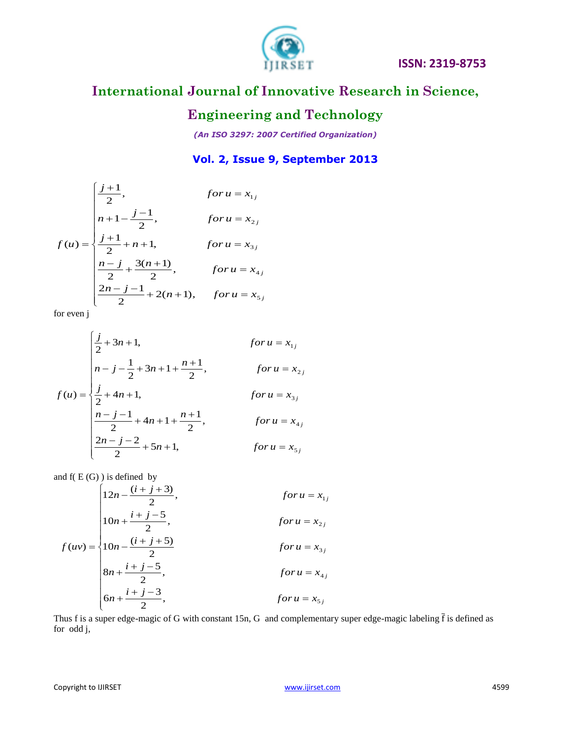$$
f(u)=\begin{cases}
\dfrac{j+1}{2}, & for\, u = x_{1j} \\
n+1-\dfrac{j-1}{2}, & for\, u = x_{2j} \\
\dfrac{j+1}{2}+n+1, & for\, u = x_{3j} \\
\dfrac{n-j}{2}+\dfrac{3(n+1)}{2}, & for\, u = x_{4j} \\
\dfrac{2n-j-1}{2}+2(n+1), & for\, u = x_{5j}
\end{cases}
$$

for even j

$$
f(u)=\begin{cases}
\dfrac{j}{2}+3n+1, & for\, u = x_{1j} \\
n-j-\dfrac{1}{2}+3n+1+\dfrac{n+1}{2}, & for\, u = x_{2j} \\
\dfrac{j}{2}+4n+1, & for\, u = x_{3j} \\
\dfrac{n-j-1}{2}+4n+1+\dfrac{n+1}{2}, & for\, u = x_{4j} \\
\dfrac{2n-j-2}{2}+5n+1, & for\, u = x_{5j}
\end{cases}
$$

and f( E (G) ) is defined by

$$
f(uv)=\begin{cases}
12n-\dfrac{(i+j+3)}{2}, & for\, u = x_{1j} \\
10n+\dfrac{i+j-5}{2}, & for\, u = x_{2j} \\
10n-\dfrac{(i+j+5)}{2} & for\, u = x_{3j} \\
8n+\dfrac{i+j-5}{2}, & for\, u = x_{4j} \\
6n+\dfrac{i+j-3}{2}, & for\, u = x_{5j}
\end{cases}
$$

Thus f is a super edge-magic of G with constant 15n, G and complementary super edge-magic labeling $\bar{f}$ is defined as for odd j,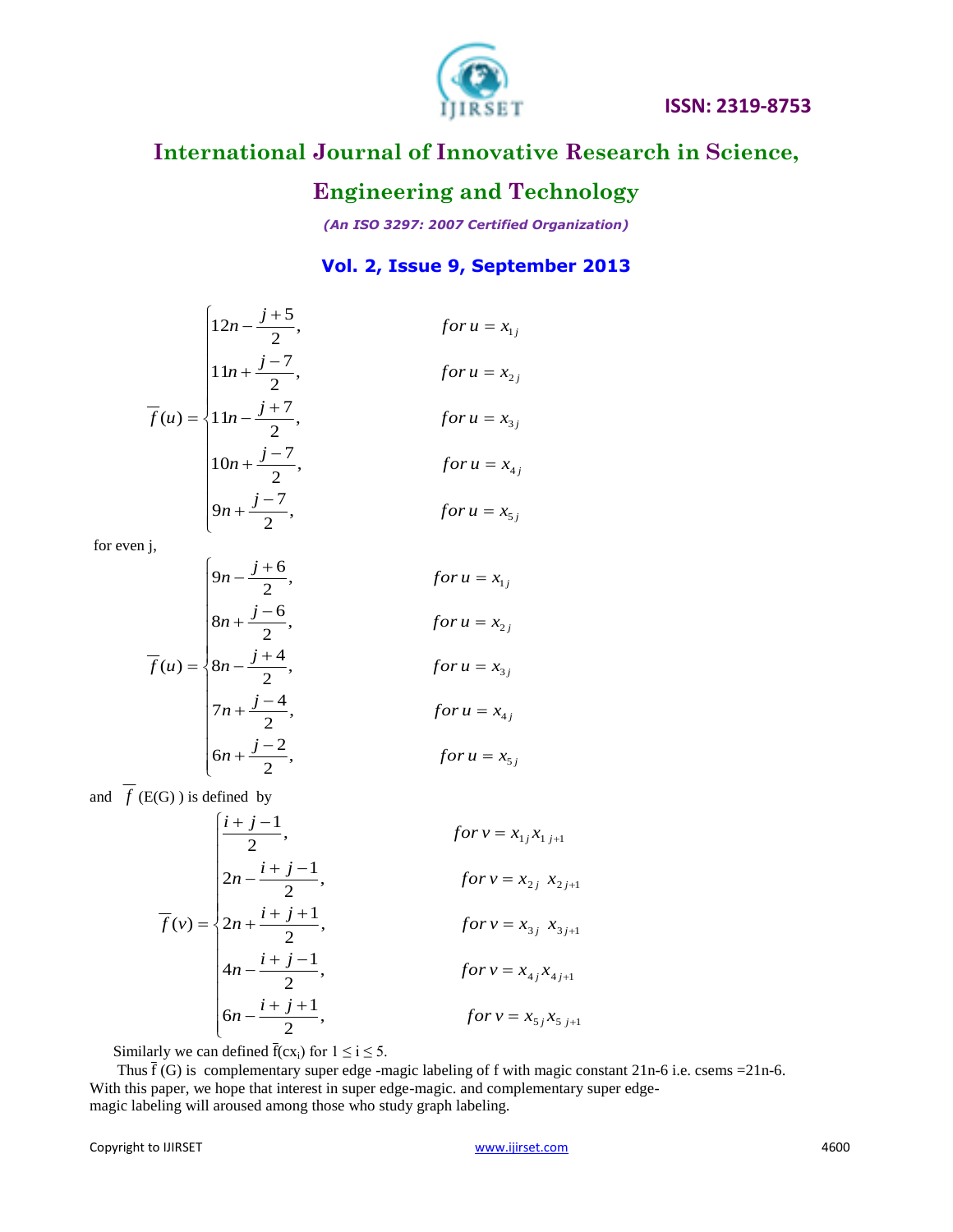$$
\overline{f}(u) = \begin{cases} 12n - \dfrac{j+5}{2}, & for\ u = x_{1j} \\ 11n + \dfrac{j-7}{2}, & for\ u = x_{2j} \\ 11n - \dfrac{j+7}{2}, & for\ u = x_{3j} \\ 10n + \dfrac{j-7}{2}, & for\ u = x_{4j} \\ 9n + \dfrac{j-7}{2}, & for\ u = x_{5j} \end{cases}
$$

for even j,

$$
\overline{f}(u) = \begin{cases} 9n - \dfrac{j+6}{2}, & for\ u = x_{1j} \\ 8n + \dfrac{j-6}{2}, & for\ u = x_{2j} \\ 8n - \dfrac{j+4}{2}, & for\ u = x_{3j} \\ 7n + \dfrac{j-4}{2}, & for\ u = x_{4j} \\ 6n + \dfrac{j-2}{2}, & for\ u = x_{5j} \end{cases}
$$

and $\overline{f}$ (E(G)) is defined by

$$
\overline{f}(v) = \begin{cases} \dfrac{i+j-1}{2}, & for\ v = x_{1j}x_{1\ j+1} \\ 2n - \dfrac{i+j-1}{2}, & for\ v = x_{2j}\ x_{2\ j+1} \\ 2n + \dfrac{i+j+1}{2}, & for\ v = x_{3j}\ x_{3\ j+1} \\ 4n - \dfrac{i+j-1}{2}, & for\ v = x_{4j}x_{4\ j+1} \\ 6n - \dfrac{i+j+1}{2}, & for\ v = x_{5j}x_{5\ j+1} \end{cases}
$$

Similarly we can defined $\overline{f}(cx_i)$ for $1 \leq i \leq 5$.

Thus $\overline{f}$ (G) is complementary super edge -magic labeling of f with magic constant 21n-6 i.e. csems =21n-6. With this paper, we hope that interest in super edge-magic. and complementary super edge-magic labeling will aroused among those who study graph labeling.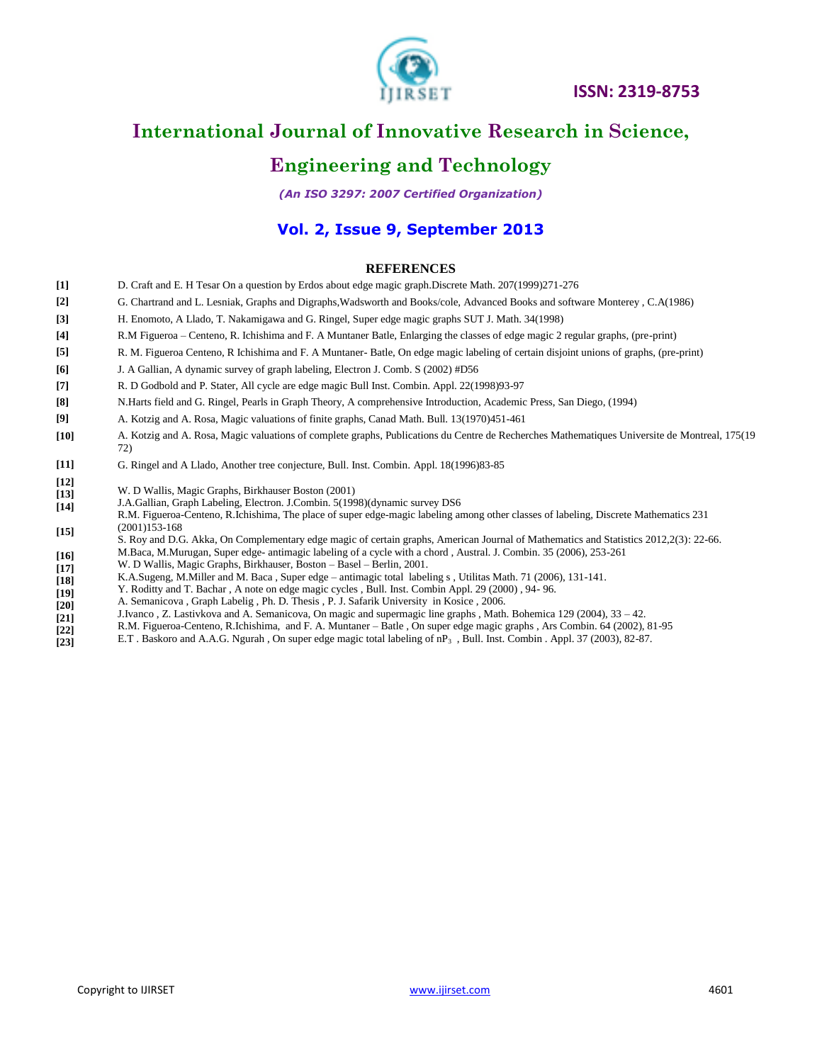## REFERENCES

[1] D. Craft and E. H Tesar On a question by Erdos about edge magic graph.Discrete Math. 207(1999)271-276

[2] G. Chartrand and L. Lesniak, Graphs and Digraphs,Wadsworth and Books/cole, Advanced Books and software Monterey , C.A(1986)

[3] H. Enomoto, A Llado, T. Nakamigawa and G. Ringel, Super edge magic graphs SUT J. Math. 34(1998)

[4] R.M Figueroa – Centeno, R. Ichishima and F. A Muntaner Batle, Enlarging the classes of edge magic 2 regular graphs, (pre-print)

[5] R. M. Figueroa Centeno, R Ichishima and F. A Muntaner- Batle, On edge magic labeling of certain disjoint unions of graphs, (pre-print)

[6] J. A Gallian, A dynamic survey of graph labeling, Electron J. Comb. S (2002) #D56

[7] R. D Godbold and P. Stater, All cycle are edge magic Bull Inst. Combin. Appl. 22(1998)93-97

[8] N.Harts field and G. Ringel, Pearls in Graph Theory, A comprehensive Introduction, Academic Press, San Diego, (1994)

[9] A. Kotzig and A. Rosa, Magic valuations of finite graphs, Canad Math. Bull. 13(1970)451-461

[10] A. Kotzig and A. Rosa, Magic valuations of complete graphs, Publications du Centre de Recherches Mathematiques Universite de Montreal, 175(1972)

[11] G. Ringel and A Llado, Another tree conjecture, Bull. Inst. Combin. Appl. 18(1996)83-85

[12] W. D Wallis, Magic Graphs, Birkhauser Boston (2001)

[13] J.A.Gallian, Graph Labeling, Electron. J.Combin. 5(1998)(dynamic survey DS6

[14] R.M. Figueroa-Centeno, R.Ichishima, The place of super edge-magic labeling among other classes of labeling, Discrete Mathematics 231 (2001)153-168

[15] S. Roy and D.G. Akka, On Complementary edge magic of certain graphs, American Journal of Mathematics and Statistics 2012,2(3): 22-66.

[16] M.Baca, M.Murugan, Super edge- antimagic labeling of a cycle with a chord , Austral. J. Combin. 35 (2006), 253-261

[17] W. D Wallis, Magic Graphs, Birkhauser, Boston – Basel – Berlin, 2001.

[18] K.A.Sugeng, M.Miller and M. Baca , Super edge – antimagic total labeling s , Utilitas Math. 71 (2006), 131-141.

[19] Y. Roditty and T. Bachar , A note on edge magic cycles , Bull. Inst. Combin Appl. 29 (2000) , 94- 96.

[20] A. Semanicova , Graph Labelig , Ph. D. Thesis , P. J. Safarik University in Kosice , 2006.

[21] J.Ivanco , Z. Lastivkova and A. Semanicova, On magic and supermagic line graphs , Math. Bohemica 129 (2004), 33 – 42.

[22] R.M. Figueroa-Centeno, R.Ichishima, and F. A. Muntaner – Batle , On super edge magic graphs , Ars Combin. 64 (2002), 81-95

[23] E.T . Baskoro and A.A.G. Ngurah , On super edge magic total labeling of $nP_3$ , Bull. Inst. Combin . Appl. 37 (2003), 82-87.